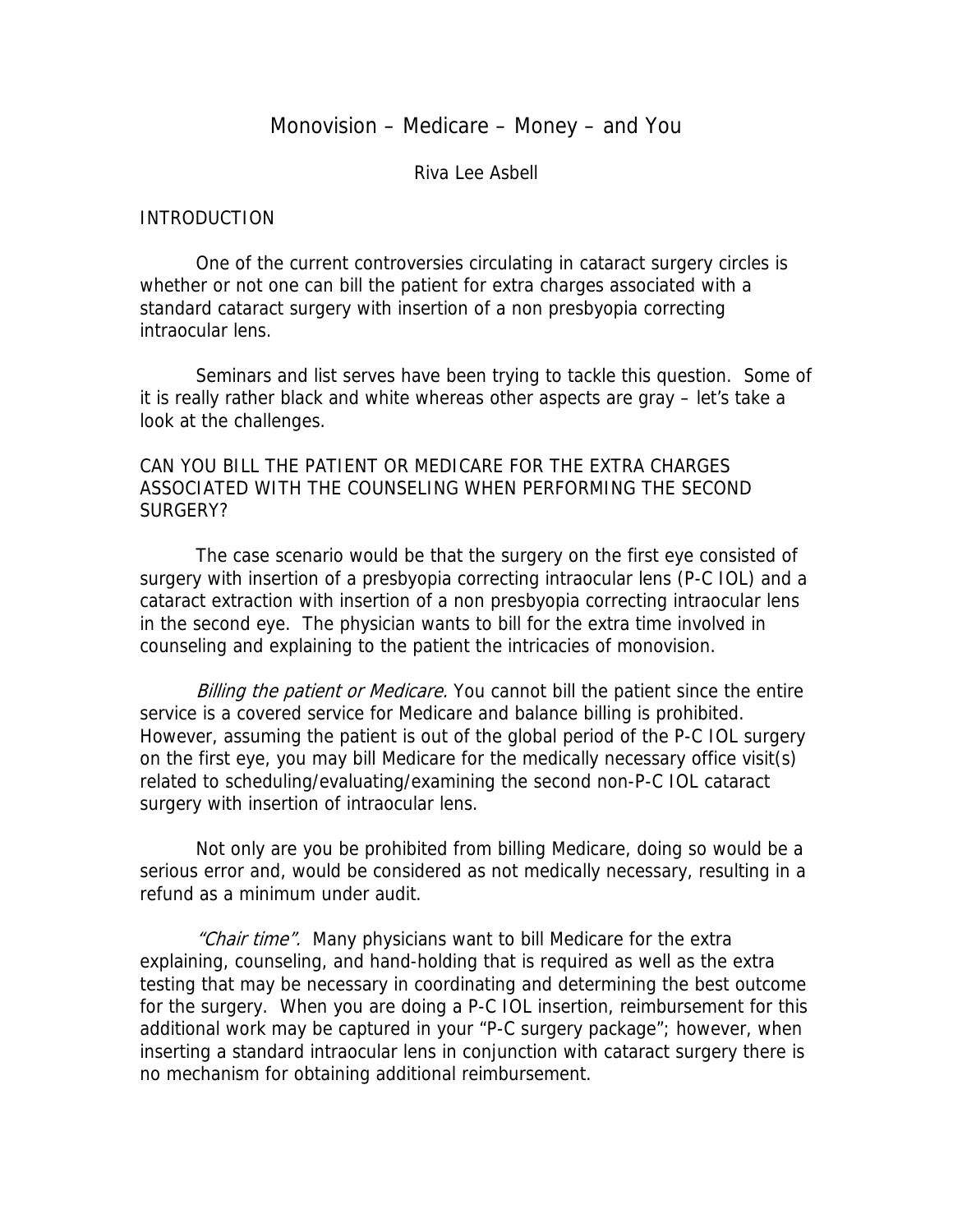# Monovision – Medicare – Money – and You

Riva Lee Asbell

## INTRODUCTION

One of the current controversies circulating in cataract surgery circles is whether or not one can bill the patient for extra charges associated with a standard cataract surgery with insertion of a non presbyopia correcting intraocular lens.

Seminars and list serves have been trying to tackle this question. Some of it is really rather black and white whereas other aspects are gray – let's take a look at the challenges.

## CAN YOU BILL THE PATIENT OR MEDICARE FOR THE EXTRA CHARGES ASSOCIATED WITH THE COUNSELING WHEN PERFORMING THE SECOND SURGERY?

The case scenario would be that the surgery on the first eye consisted of surgery with insertion of a presbyopia correcting intraocular lens (P-C IOL) and a cataract extraction with insertion of a non presbyopia correcting intraocular lens in the second eye. The physician wants to bill for the extra time involved in counseling and explaining to the patient the intricacies of monovision.

*Billing the patient or Medicare.* You cannot bill the patient since the entire service is a covered service for Medicare and balance billing is prohibited. However, assuming the patient is out of the global period of the P-C IOL surgery on the first eye, you may bill Medicare for the medically necessary office visit(s) related to scheduling/evaluating/examining the second non-P-C IOL cataract surgery with insertion of intraocular lens.

Not only are you be prohibited from billing Medicare, doing so would be a serious error and, would be considered as not medically necessary, resulting in a refund as a minimum under audit.

*"Chair time".* Many physicians want to bill Medicare for the extra explaining, counseling, and hand-holding that is required as well as the extra testing that may be necessary in coordinating and determining the best outcome for the surgery. When you are doing a P-C IOL insertion, reimbursement for this additional work may be captured in your "P-C surgery package"; however, when inserting a standard intraocular lens in conjunction with cataract surgery there is no mechanism for obtaining additional reimbursement.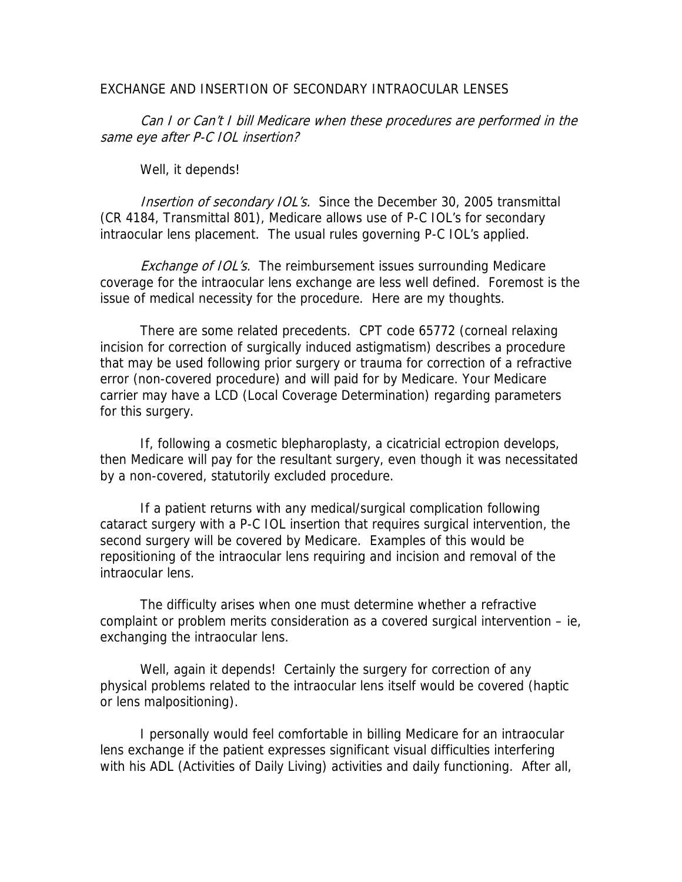EXCHANGE AND INSERTION OF SECONDARY INTRAOCULAR LENSES

*Can I or Can't I bill Medicare when these procedures are performed in the same eye after P-C IOL insertion?*

Well, it depends!

*Insertion of secondary IOL's.* Since the December 30, 2005 transmittal (CR 4184, Transmittal 801), Medicare allows use of P-C IOL's for secondary intraocular lens placement. The usual rules governing P-C IOL's applied.

*Exchange of IOL's.* The reimbursement issues surrounding Medicare coverage for the intraocular lens exchange are less well defined. Foremost is the issue of medical necessity for the procedure. Here are my thoughts.

There are some related precedents. CPT code 65772 (corneal relaxing incision for correction of surgically induced astigmatism) describes a procedure that may be used following prior surgery or trauma for correction of a refractive error (non-covered procedure) and will paid for by Medicare. Your Medicare carrier may have a LCD (Local Coverage Determination) regarding parameters for this surgery.

If, following a cosmetic blepharoplasty, a cicatricial ectropion develops, then Medicare will pay for the resultant surgery, even though it was necessitated by a non-covered, statutorily excluded procedure.

If a patient returns with any medical/surgical complication following cataract surgery with a P-C IOL insertion that requires surgical intervention, the second surgery will be covered by Medicare. Examples of this would be repositioning of the intraocular lens requiring and incision and removal of the intraocular lens.

The difficulty arises when one must determine whether a refractive complaint or problem merits consideration as a covered surgical intervention – ie, exchanging the intraocular lens.

Well, again it depends! Certainly the surgery for correction of any physical problems related to the intraocular lens itself would be covered (haptic or lens malpositioning).

I personally would feel comfortable in billing Medicare for an intraocular lens exchange if the patient expresses significant visual difficulties interfering with his ADL (Activities of Daily Living) activities and daily functioning. After all,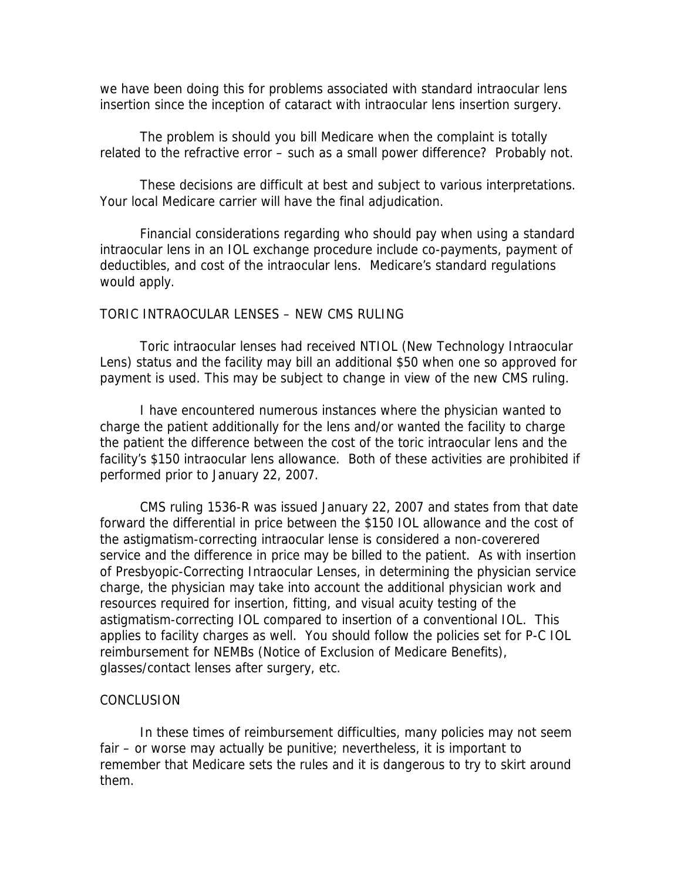we have been doing this for problems associated with standard intraocular lens insertion since the inception of cataract with intraocular lens insertion surgery.

The problem is should you bill Medicare when the complaint is totally related to the refractive error – such as a small power difference? Probably not.

These decisions are difficult at best and subject to various interpretations. Your local Medicare carrier will have the final adjudication.

Financial considerations regarding who should pay when using a standard intraocular lens in an IOL exchange procedure include co-payments, payment of deductibles, and cost of the intraocular lens. Medicare's standard regulations would apply.

## TORIC INTRAOCULAR LENSES – NEW CMS RULING

Toric intraocular lenses had received NTIOL (New Technology Intraocular Lens) status and the facility may bill an additional $50 when one so approved for payment is used. This may be subject to change in view of the new CMS ruling.

I have encountered numerous instances where the physician wanted to charge the patient additionally for the lens and/or wanted the facility to charge the patient the difference between the cost of the toric intraocular lens and the facility's $150 intraocular lens allowance. Both of these activities are prohibited if performed prior to January 22, 2007.

CMS ruling 1536-R was issued January 22, 2007 and states from that date forward the differential in price between the $150 IOL allowance and the cost of the astigmatism-correcting intraocular lense is considered a non-coverered service and the difference in price may be billed to the patient. As with insertion of Presbyopic-Correcting Intraocular Lenses, in determining the physician service charge, the physician may take into account the additional physician work and resources required for insertion, fitting, and visual acuity testing of the astigmatism-correcting IOL compared to insertion of a conventional IOL. This applies to facility charges as well. You should follow the policies set for P-C IOL reimbursement for NEMBs (Notice of Exclusion of Medicare Benefits), glasses/contact lenses after surgery, etc.

## CONCLUSION

In these times of reimbursement difficulties, many policies may not seem fair – or worse may actually be punitive; nevertheless, it is important to remember that Medicare sets the rules and it is dangerous to try to skirt around them.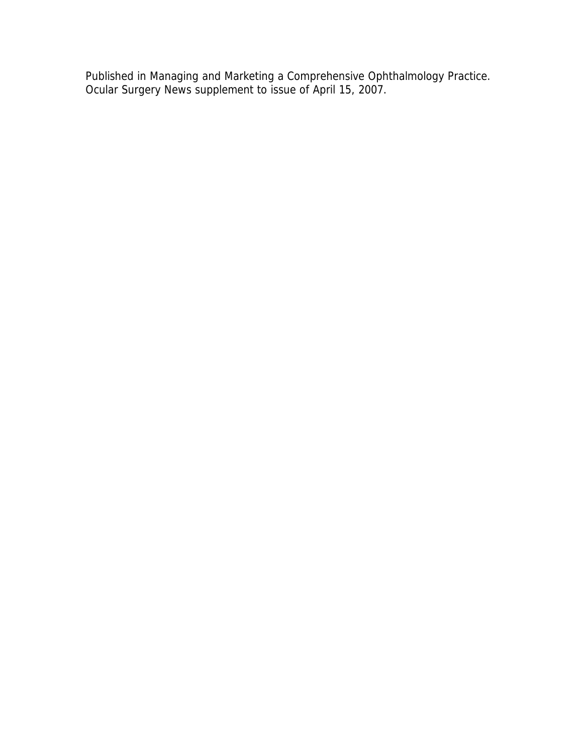Published in Managing and Marketing a Comprehensive Ophthalmology Practice.
Ocular Surgery News supplement to issue of April 15, 2007.